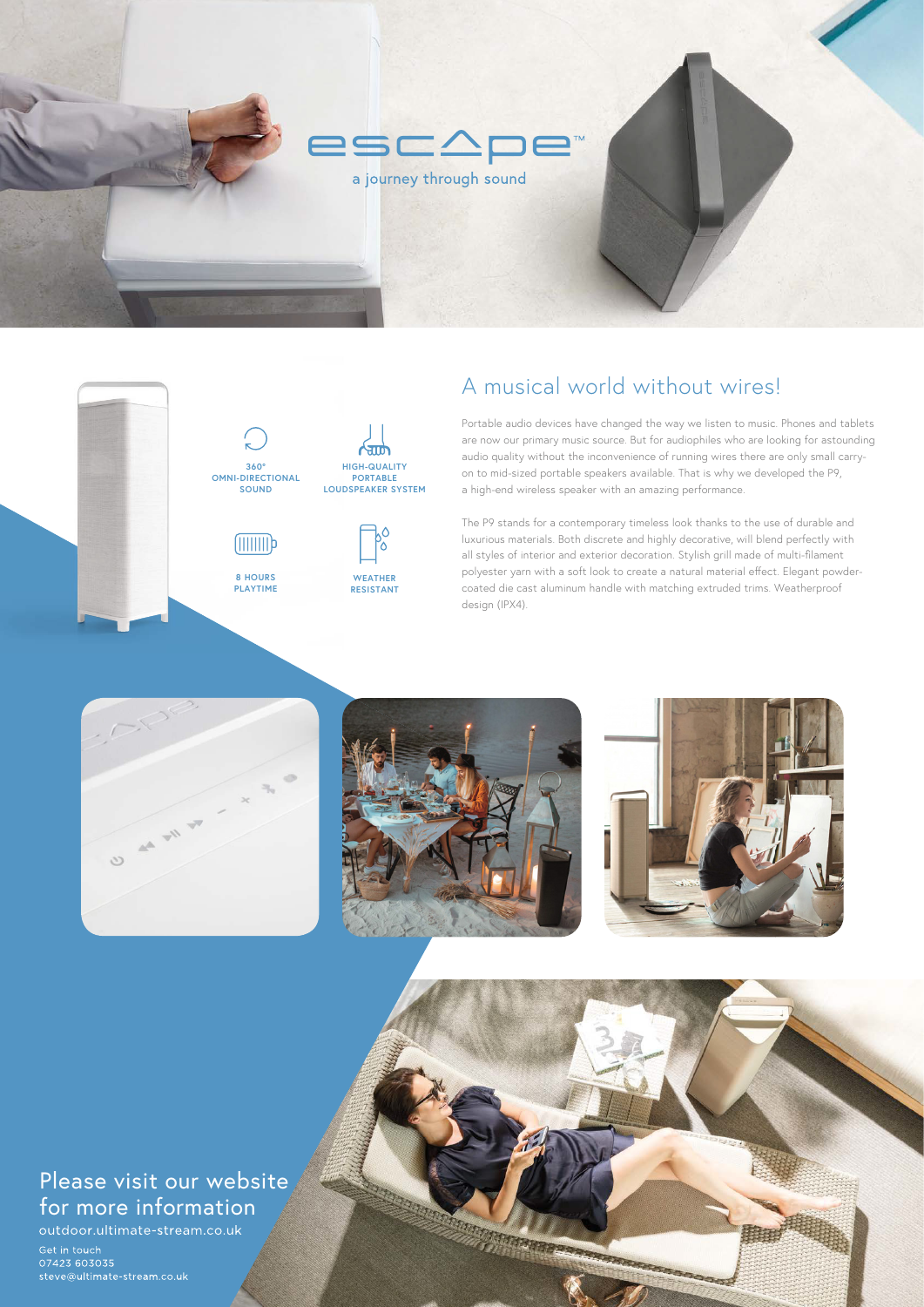# escape™

a journey through sound

- 360° OMNI-DIRECTIONAL SOUND
- HIGH-QUALITY PORTABLE LOUDSPEAKER SYSTEM
- 8 HOURS PLAYTIME
- WEATHER RESISTANT

## A musical world without wires!

Portable audio devices have changed the way we listen to music. Phones and tablets are now our primary music source. But for audiophiles who are looking for astounding audio quality without the inconvenience of running wires there are only small carry-on to mid-sized portable speakers available. That is why we developed the P9, a high-end wireless speaker with an amazing performance.

The P9 stands for a contemporary timeless look thanks to the use of durable and luxurious materials. Both discrete and highly decorative, will blend perfectly with all styles of interior and exterior decoration. Stylish grill made of multi-filament polyester yarn with a soft look to create a natural material effect. Elegant powder-coated die cast aluminum handle with matching extruded trims. Weatherproof design (IPX4).

## Please visit our website for more information

outdoor.ultimate-stream.co.uk

Get in touch
07423 603035
steve@ultimate-stream.co.uk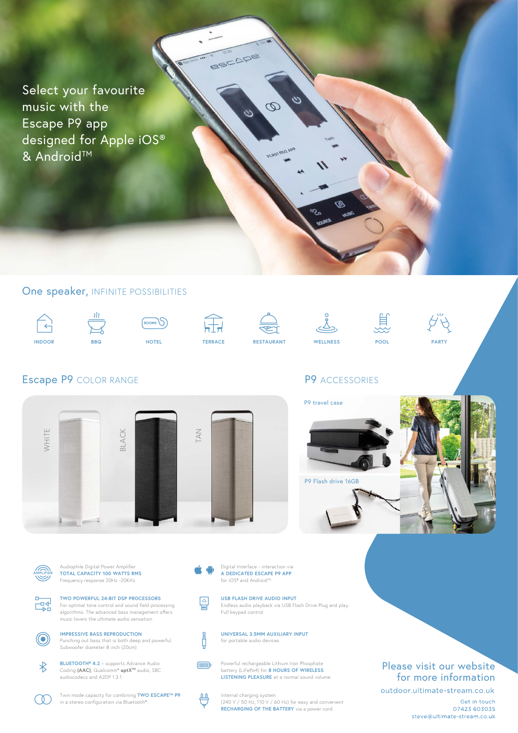Select your favourite music with the Escape P9 app designed for Apple iOS® & Android™

## One speaker, INFINITE POSSIBILITIES

INDOOR · BBQ · HOTEL · TERRACE · RESTAURANT · WELLNESS · POOL · PARTY

## Escape P9 COLOR RANGE

WHITE · BLACK · TAN

## P9 ACCESSORIES

P9 travel case

P9 Flash drive 16GB

Audiophile Digital Power Amplifier
**TOTAL CAPACITY 100 WATTS RMS**
Frequency response 20Hz -20KHz.

**TWO POWERFUL 24-BIT DSP PROCESSORS**
For optimal tone control and sound field processing algorithms. The advanced bass management offers music lovers the ultimate audio sensation.

**IMPRESSIVE BASS REPRODUCTION**
Punching out bass that is both deep and powerful. Subwoofer diameter 8 inch (20cm)

**BLUETOOTH® 4.2** – supports Advance Audio Coding **(AAC)**, Qualcomm® **aptX™** audio, SBC audiocodecs and A2DP 1.3.1.

Twin mode capacity for combining **TWO ESCAPE™ P9** in a stereo configuration via Bluetooth®.

Digital Interface - interaction via
**A DEDICATED ESCAPE P9 APP**
for iOS® and Android™

**USB FLASH DRIVE AUDIO INPUT**
Endless audio playback via USB Flash Drive Plug and play. Full keypad control.

**UNIVERSAL 3.5MM AUXILIARY INPUT**
for portable audio devices.

Powerful rechargeable Lithium Iron Phosphate battery (LiFePo4) for **8 HOURS OF WIRELESS LISTENING PLEASURE** at a normal sound volume.

Internal charging system
(240 V / 50 Hz, 110 V / 60 Hz) for easy and convenient **RECHARGING OF THE BATTERY** via a power cord.

Please visit our website for more information

outdoor.ultimate-stream.co.uk

Get in touch
07423 603035
steve@ultimate-stream.co.uk